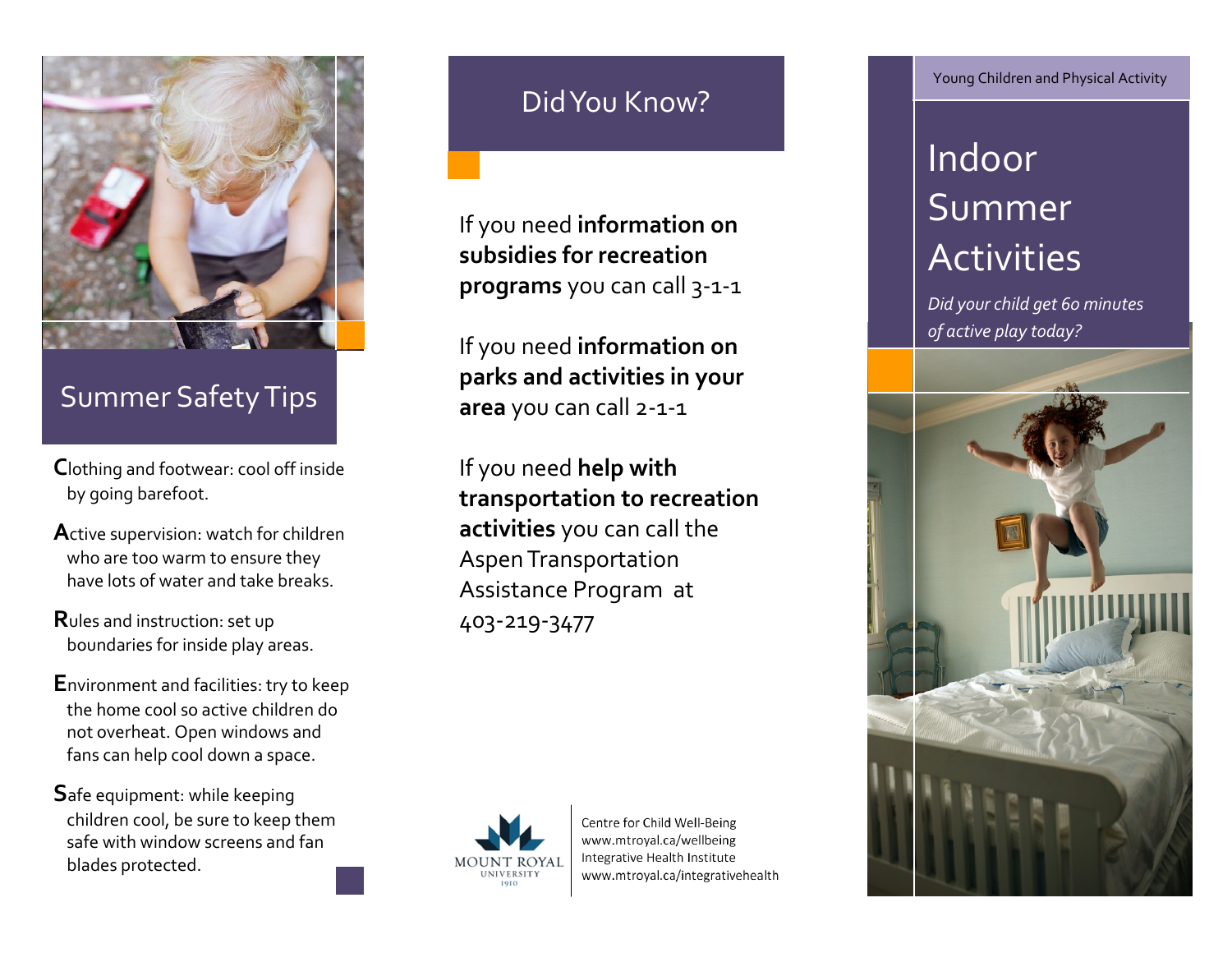## Summer Safety Tips

**C**lothing and footwear: cool off inside by going barefoot.

**A**ctive supervision: watch for children who are too warm to ensure they have lots of water and take breaks.

**R**ules and instruction: set up boundaries for inside play areas.

**E**nvironment and facilities: try to keep the home cool so active children do not overheat. Open windows and fans can help cool down a space.

**S**afe equipment: while keeping children cool, be sure to keep them safe with window screens and fan blades protected.

## Did You Know?

If you need **information on subsidies for recreation programs** you can call 3-1-1

If you need **information on parks and activities in your area** you can call 2-1-1

If you need **help with transportation to recreation activities** you can call the Aspen Transportation Assistance Program at 403-219-3477

MOUNT ROYAL UNIVERSITY 1910

Centre for Child Well-Being
www.mtroyal.ca/wellbeing
Integrative Health Institute
www.mtroyal.ca/integrativehealth

Young Children and Physical Activity

# Indoor Summer Activities

*Did your child get 60 minutes of active play today?*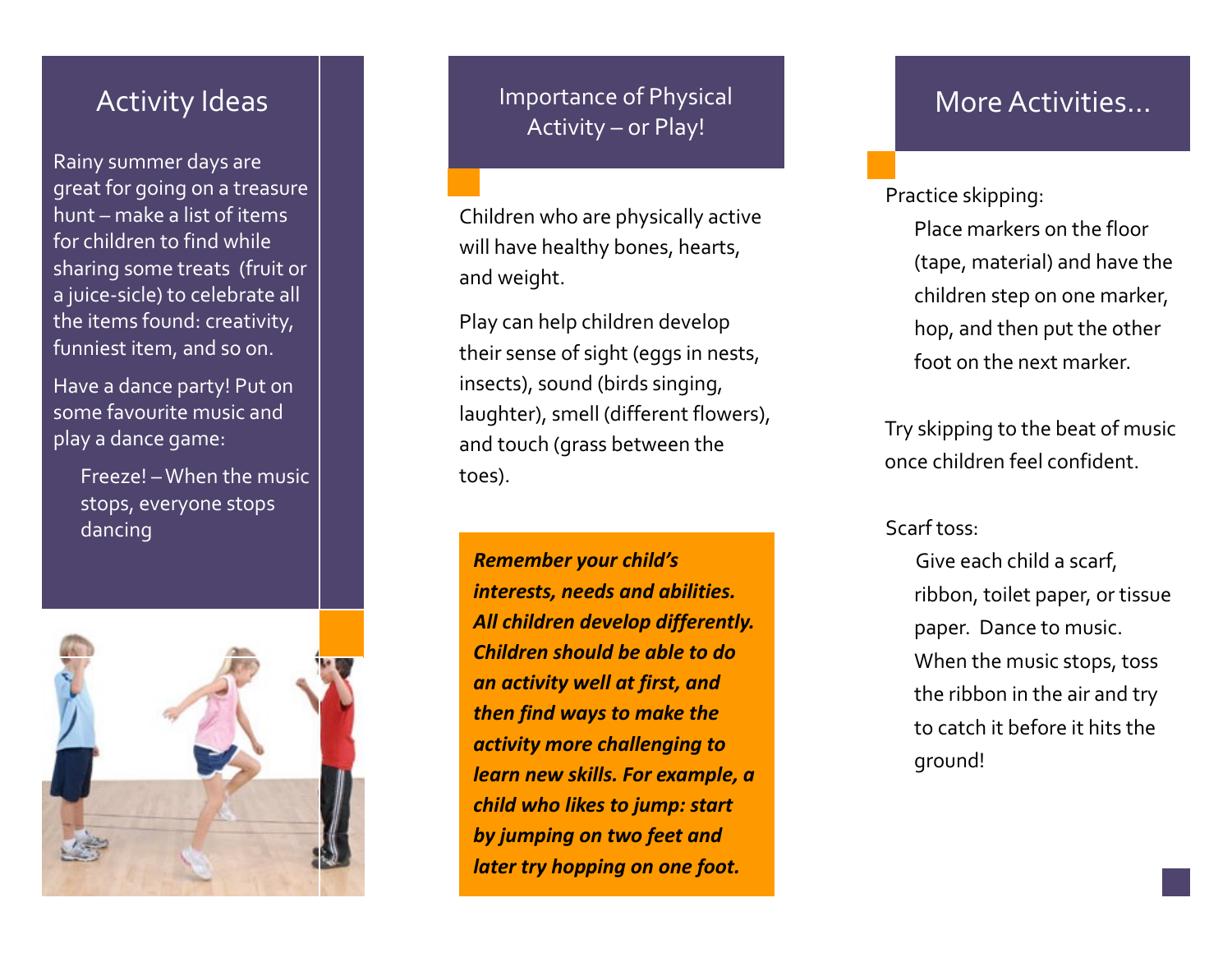## Activity Ideas

Rainy summer days are great for going on a treasure hunt – make a list of items for children to find while sharing some treats (fruit or a juice-sicle) to celebrate all the items found: creativity, funniest item, and so on.

Have a dance party! Put on some favourite music and play a dance game:

Freeze! – When the music stops, everyone stops dancing

## Importance of Physical Activity – or Play!

Children who are physically active will have healthy bones, hearts, and weight.

Play can help children develop their sense of sight (eggs in nests, insects), sound (birds singing, laughter), smell (different flowers), and touch (grass between the toes).

***Remember your child's interests, needs and abilities. All children develop differently. Children should be able to do an activity well at first, and then find ways to make the activity more challenging to learn new skills. For example, a child who likes to jump: start by jumping on two feet and later try hopping on one foot.***

## More Activities...

Practice skipping:

Place markers on the floor (tape, material) and have the children step on one marker, hop, and then put the other foot on the next marker.

Try skipping to the beat of music once children feel confident.

Scarf toss:

Give each child a scarf, ribbon, toilet paper, or tissue paper. Dance to music. When the music stops, toss the ribbon in the air and try to catch it before it hits the ground!